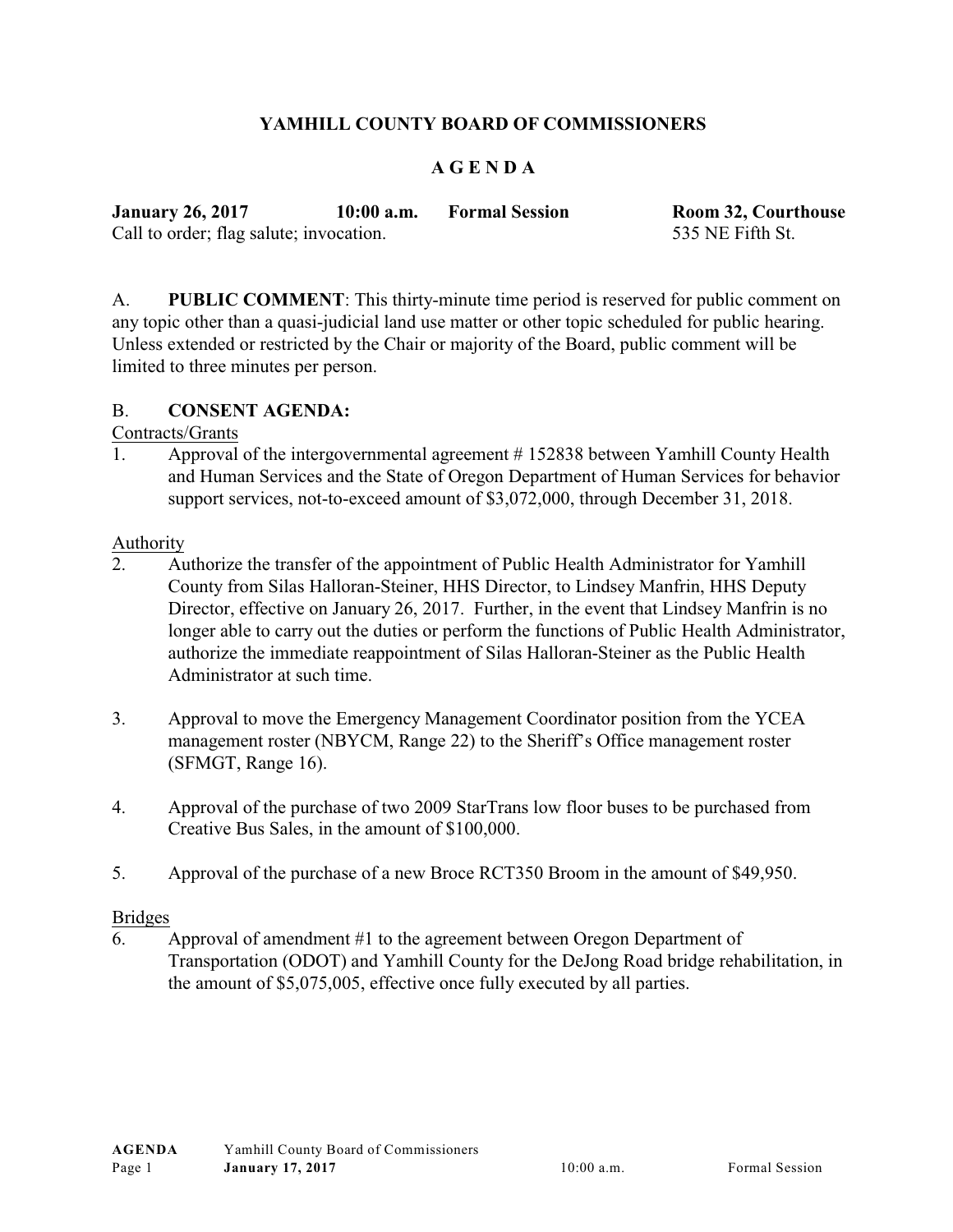# YAMHILL COUNTY BOARD OF COMMISSIONERS

## A G E N D A

**January 26, 2017** **10:00 a.m.** **Formal Session** **Room 32, Courthouse**
Call to order; flag salute; invocation. 535 NE Fifth St.

A. **PUBLIC COMMENT**: This thirty-minute time period is reserved for public comment on any topic other than a quasi-judicial land use matter or other topic scheduled for public hearing. Unless extended or restricted by the Chair or majority of the Board, public comment will be limited to three minutes per person.

B. **CONSENT AGENDA:**

Contracts/Grants

1. Approval of the intergovernmental agreement # 152838 between Yamhill County Health and Human Services and the State of Oregon Department of Human Services for behavior support services, not-to-exceed amount of $3,072,000, through December 31, 2018.

Authority

2. Authorize the transfer of the appointment of Public Health Administrator for Yamhill County from Silas Halloran-Steiner, HHS Director, to Lindsey Manfrin, HHS Deputy Director, effective on January 26, 2017. Further, in the event that Lindsey Manfrin is no longer able to carry out the duties or perform the functions of Public Health Administrator, authorize the immediate reappointment of Silas Halloran-Steiner as the Public Health Administrator at such time.

3. Approval to move the Emergency Management Coordinator position from the YCEA management roster (NBYCM, Range 22) to the Sheriff's Office management roster (SFMGT, Range 16).

4. Approval of the purchase of two 2009 StarTrans low floor buses to be purchased from Creative Bus Sales, in the amount of $100,000.

5. Approval of the purchase of a new Broce RCT350 Broom in the amount of $49,950.

Bridges

6. Approval of amendment #1 to the agreement between Oregon Department of Transportation (ODOT) and Yamhill County for the DeJong Road bridge rehabilitation, in the amount of $5,075,005, effective once fully executed by all parties.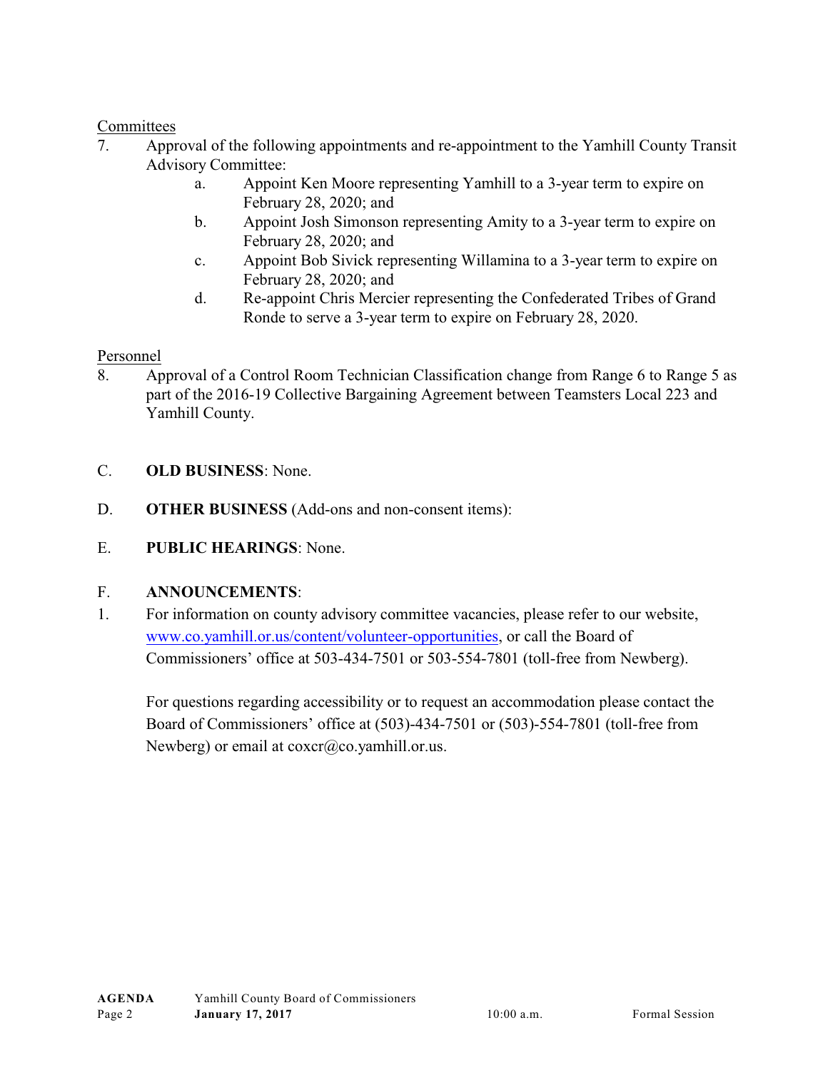Committees

7. Approval of the following appointments and re-appointment to the Yamhill County Transit Advisory Committee:
   a. Appoint Ken Moore representing Yamhill to a 3-year term to expire on February 28, 2020; and
   b. Appoint Josh Simonson representing Amity to a 3-year term to expire on February 28, 2020; and
   c. Appoint Bob Sivick representing Willamina to a 3-year term to expire on February 28, 2020; and
   d. Re-appoint Chris Mercier representing the Confederated Tribes of Grand Ronde to serve a 3-year term to expire on February 28, 2020.

Personnel

8. Approval of a Control Room Technician Classification change from Range 6 to Range 5 as part of the 2016-19 Collective Bargaining Agreement between Teamsters Local 223 and Yamhill County.

C. **OLD BUSINESS**: None.

D. **OTHER BUSINESS** (Add-ons and non-consent items):

E. **PUBLIC HEARINGS**: None.

F. **ANNOUNCEMENTS**:

1. For information on county advisory committee vacancies, please refer to our website, www.co.yamhill.or.us/content/volunteer-opportunities, or call the Board of Commissioners' office at 503-434-7501 or 503-554-7801 (toll-free from Newberg).

   For questions regarding accessibility or to request an accommodation please contact the Board of Commissioners' office at (503)-434-7501 or (503)-554-7801 (toll-free from Newberg) or email at coxcr@co.yamhill.or.us.